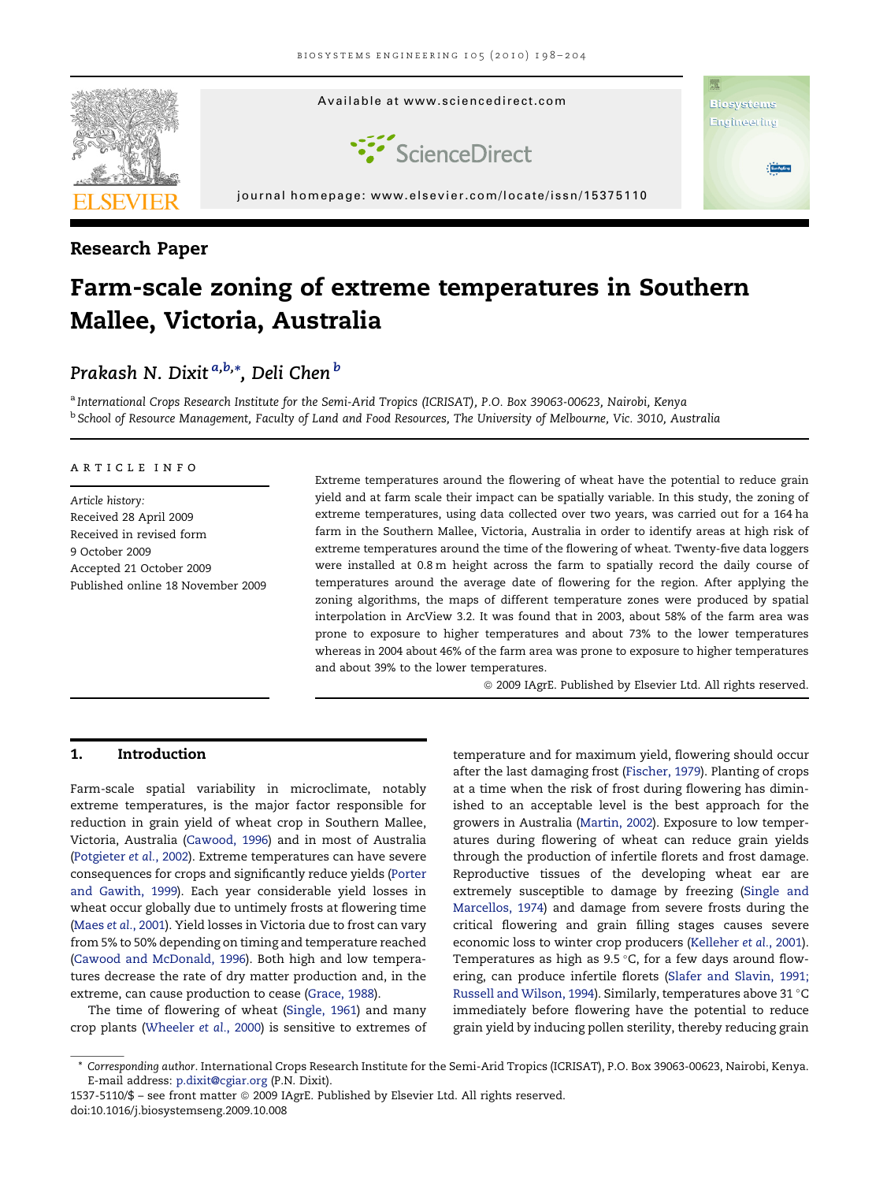Research Paper

# Farm-scale zoning of extreme temperatures in Southern Mallee, Victoria, Australia

Prakash N. Dixit [a,b,*], Deli Chen [b]

[a] International Crops Research Institute for the Semi-Arid Tropics (ICRISAT), P.O. Box 39063-00623, Nairobi, Kenya
[b] School of Resource Management, Faculty of Land and Food Resources, The University of Melbourne, Vic. 3010, Australia

ARTICLE INFO

*Article history:*
Received 28 April 2009
Received in revised form
9 October 2009
Accepted 21 October 2009
Published online 18 November 2009

Extreme temperatures around the flowering of wheat have the potential to reduce grain yield and at farm scale their impact can be spatially variable. In this study, the zoning of extreme temperatures, using data collected over two years, was carried out for a 164 ha farm in the Southern Mallee, Victoria, Australia in order to identify areas at high risk of extreme temperatures around the time of the flowering of wheat. Twenty-five data loggers were installed at 0.8 m height across the farm to spatially record the daily course of temperatures around the average date of flowering for the region. After applying the zoning algorithms, the maps of different temperature zones were produced by spatial interpolation in ArcView 3.2. It was found that in 2003, about 58% of the farm area was prone to exposure to higher temperatures and about 73% to the lower temperatures whereas in 2004 about 46% of the farm area was prone to exposure to higher temperatures and about 39% to the lower temperatures.

© 2009 IAgrE. Published by Elsevier Ltd. All rights reserved.

## 1. Introduction

Farm-scale spatial variability in microclimate, notably extreme temperatures, is the major factor responsible for reduction in grain yield of wheat crop in Southern Mallee, Victoria, Australia (Cawood, 1996) and in most of Australia (Potgieter et al., 2002). Extreme temperatures can have severe consequences for crops and significantly reduce yields (Porter and Gawith, 1999). Each year considerable yield losses in wheat occur globally due to untimely frosts at flowering time (Maes et al., 2001). Yield losses in Victoria due to frost can vary from 5% to 50% depending on timing and temperature reached (Cawood and McDonald, 1996). Both high and low temperatures decrease the rate of dry matter production and, in the extreme, can cause production to cease (Grace, 1988).

The time of flowering of wheat (Single, 1961) and many crop plants (Wheeler et al., 2000) is sensitive to extremes of temperature and for maximum yield, flowering should occur after the last damaging frost (Fischer, 1979). Planting of crops at a time when the risk of frost during flowering has diminished to an acceptable level is the best approach for the growers in Australia (Martin, 2002). Exposure to low temperatures during flowering of wheat can reduce grain yields through the production of infertile florets and frost damage. Reproductive tissues of the developing wheat ear are extremely susceptible to damage by freezing (Single and Marcellos, 1974) and damage from severe frosts during the critical flowering and grain filling stages causes severe economic loss to winter crop producers (Kelleher et al., 2001). Temperatures as high as 9.5 °C, for a few days around flowering, can produce infertile florets (Slafer and Slavin, 1991; Russell and Wilson, 1994). Similarly, temperatures above 31 °C immediately before flowering have the potential to reduce grain yield by inducing pollen sterility, thereby reducing grain

* Corresponding author. International Crops Research Institute for the Semi-Arid Tropics (ICRISAT), P.O. Box 39063-00623, Nairobi, Kenya. E-mail address: p.dixit@cgiar.org (P.N. Dixit).

1537-5110/$ – see front matter © 2009 IAgrE. Published by Elsevier Ltd. All rights reserved.
doi:10.1016/j.biosystemseng.2009.10.008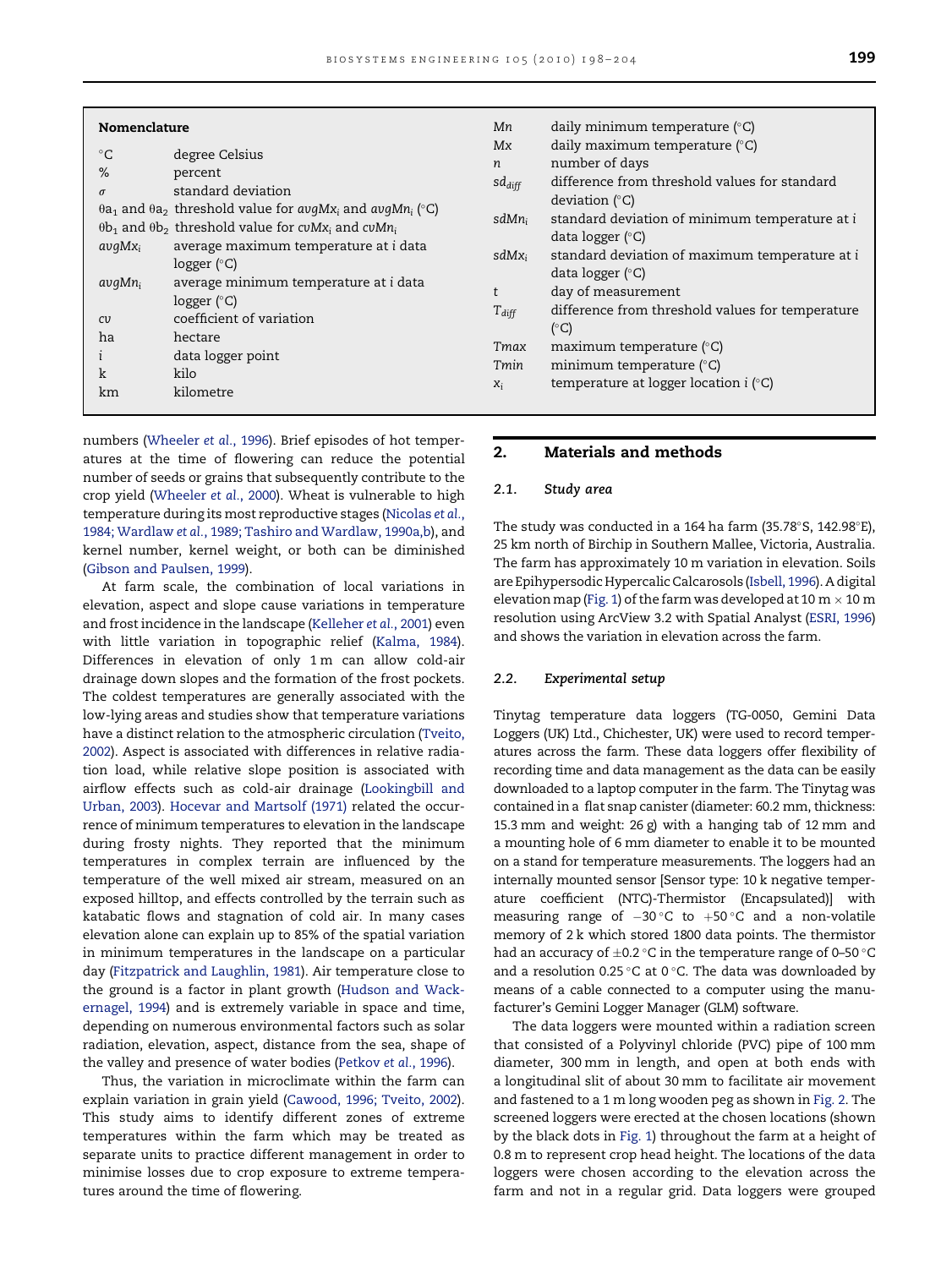## Nomenclature

| | |
|---|---|
| °C | degree Celsius |
| % | percent |
| $\sigma$ | standard deviation |
| $\theta a_1$ and $\theta a_2$ | threshold value for $avgMx_i$ and $avgMn_i$ (°C) |
| $\theta b_1$ and $\theta b_2$ | threshold value for $cvMx_i$ and $cvMn_i$ |
| $avgMx_i$ | average maximum temperature at $i$ data logger (°C) |
| $avgMn_i$ | average minimum temperature at $i$ data logger (°C) |
| $cv$ | coefficient of variation |
| ha | hectare |
| $i$ | data logger point |
| k | kilo |
| km | kilometre |
| $Mn$ | daily minimum temperature (°C) |
| $Mx$ | daily maximum temperature (°C) |
| $n$ | number of days |
| $sd_{diff}$ | difference from threshold values for standard deviation (°C) |
| $sdMn_i$ | standard deviation of minimum temperature at $i$ data logger (°C) |
| $sdMx_i$ | standard deviation of maximum temperature at $i$ data logger (°C) |
| $t$ | day of measurement |
| $T_{diff}$ | difference from threshold values for temperature (°C) |
| $Tmax$ | maximum temperature (°C) |
| $Tmin$ | minimum temperature (°C) |
| $x_i$ | temperature at logger location $i$ (°C) |

numbers (Wheeler *et al.*, 1996). Brief episodes of hot temperatures at the time of flowering can reduce the potential number of seeds or grains that subsequently contribute to the crop yield (Wheeler *et al.*, 2000). Wheat is vulnerable to high temperature during its most reproductive stages (Nicolas *et al.*, 1984; Wardlaw *et al.*, 1989; Tashiro and Wardlaw, 1990a,b), and kernel number, kernel weight, or both can be diminished (Gibson and Paulsen, 1999).

At farm scale, the combination of local variations in elevation, aspect and slope cause variations in temperature and frost incidence in the landscape (Kelleher *et al.*, 2001) even with little variation in topographic relief (Kalma, 1984). Differences in elevation of only 1 m can allow cold-air drainage down slopes and the formation of the frost pockets. The coldest temperatures are generally associated with the low-lying areas and studies show that temperature variations have a distinct relation to the atmospheric circulation (Tveito, 2002). Aspect is associated with differences in relative radiation load, while relative slope position is associated with airflow effects such as cold-air drainage (Lookingbill and Urban, 2003). Hocevar and Martsolf (1971) related the occurrence of minimum temperatures to elevation in the landscape during frosty nights. They reported that the minimum temperatures in complex terrain are influenced by the temperature of the well mixed air stream, measured on an exposed hilltop, and effects controlled by the terrain such as katabatic flows and stagnation of cold air. In many cases elevation alone can explain up to 85% of the spatial variation in minimum temperatures in the landscape on a particular day (Fitzpatrick and Laughlin, 1981). Air temperature close to the ground is a factor in plant growth (Hudson and Wackernagel, 1994) and is extremely variable in space and time, depending on numerous environmental factors such as solar radiation, elevation, aspect, distance from the sea, shape of the valley and presence of water bodies (Petkov *et al.*, 1996).

Thus, the variation in microclimate within the farm can explain variation in grain yield (Cawood, 1996; Tveito, 2002). This study aims to identify different zones of extreme temperatures within the farm which may be treated as separate units to practice different management in order to minimise losses due to crop exposure to extreme temperatures around the time of flowering.

## 2. Materials and methods

### 2.1. Study area

The study was conducted in a 164 ha farm (35.78°S, 142.98°E), 25 km north of Birchip in Southern Mallee, Victoria, Australia. The farm has approximately 10 m variation in elevation. Soils are Epihypersodic Hypercalic Calcarosols (Isbell, 1996). A digital elevation map (Fig. 1) of the farm was developed at 10 m × 10 m resolution using ArcView 3.2 with Spatial Analyst (ESRI, 1996) and shows the variation in elevation across the farm.

### 2.2. Experimental setup

Tinytag temperature data loggers (TG-0050, Gemini Data Loggers (UK) Ltd., Chichester, UK) were used to record temperatures across the farm. These data loggers offer flexibility of recording time and data management as the data can be easily downloaded to a laptop computer in the farm. The Tinytag was contained in a flat snap canister (diameter: 60.2 mm, thickness: 15.3 mm and weight: 26 g) with a hanging tab of 12 mm and a mounting hole of 6 mm diameter to enable it to be mounted on a stand for temperature measurements. The loggers had an internally mounted sensor [Sensor type: 10 k negative temperature coefficient (NTC)-Thermistor (Encapsulated)] with measuring range of −30 °C to +50 °C and a non-volatile memory of 2 k which stored 1800 data points. The thermistor had an accuracy of ±0.2 °C in the temperature range of 0–50 °C and a resolution 0.25 °C at 0 °C. The data was downloaded by means of a cable connected to a computer using the manufacturer's Gemini Logger Manager (GLM) software.

The data loggers were mounted within a radiation screen that consisted of a Polyvinyl chloride (PVC) pipe of 100 mm diameter, 300 mm in length, and open at both ends with a longitudinal slit of about 30 mm to facilitate air movement and fastened to a 1 m long wooden peg as shown in Fig. 2. The screened loggers were erected at the chosen locations (shown by the black dots in Fig. 1) throughout the farm at a height of 0.8 m to represent crop head height. The locations of the data loggers were chosen according to the elevation across the farm and not in a regular grid. Data loggers were grouped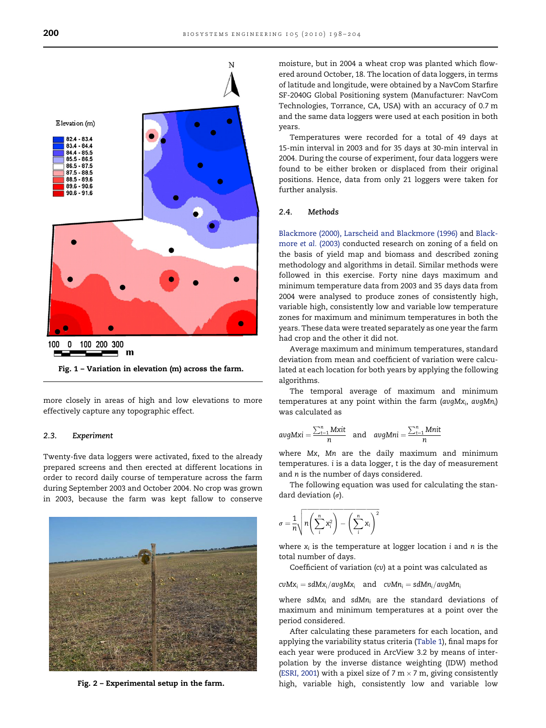Fig. 1 – Variation in elevation (m) across the farm.

more closely in areas of high and low elevations to more effectively capture any topographic effect.

### 2.3. Experiment

Twenty-five data loggers were activated, fixed to the already prepared screens and then erected at different locations in order to record daily course of temperature across the farm during September 2003 and October 2004. No crop was grown in 2003, because the farm was kept fallow to conserve moisture, but in 2004 a wheat crop was planted which flowered around October, 18. The location of data loggers, in terms of latitude and longitude, were obtained by a NavCom Starfire SF-2040G Global Positioning system (Manufacturer: NavCom Technologies, Torrance, CA, USA) with an accuracy of 0.7 m and the same data loggers were used at each position in both years.

Fig. 2 – Experimental setup in the farm.

Temperatures were recorded for a total of 49 days at 15-min interval in 2003 and for 35 days at 30-min interval in 2004. During the course of experiment, four data loggers were found to be either broken or displaced from their original positions. Hence, data from only 21 loggers were taken for further analysis.

### 2.4. Methods

Blackmore (2000), Larscheid and Blackmore (1996) and Blackmore *et al.* (2003) conducted research on zoning of a field on the basis of yield map and biomass and described zoning methodology and algorithms in detail. Similar methods were followed in this exercise. Forty nine days maximum and minimum temperature data from 2003 and 35 days data from 2004 were analysed to produce zones of consistently high, variable high, consistently low and variable low temperature zones for maximum and minimum temperatures in both the years. These data were treated separately as one year the farm had crop and the other it did not.

Average maximum and minimum temperatures, standard deviation from mean and coefficient of variation were calculated at each location for both years by applying the following algorithms.

The temporal average of maximum and minimum temperatures at any point within the farm ($avgMx_i$, $avgMn_i$) was calculated as

$$avgMxi = \frac{\sum_{t=1}^{n} Mxit}{n} \quad \text{and} \quad avgMni = \frac{\sum_{t=1}^{n} Mnit}{n}$$

where $Mx$, $Mn$ are the daily maximum and minimum temperatures. $i$ is a data logger, $t$ is the day of measurement and $n$ is the number of days considered.

The following equation was used for calculating the standard deviation ($\sigma$).

$$\sigma = \frac{1}{n}\sqrt{n\left(\sum_{i}^{n} x_i^2\right) - \left(\sum_{i}^{n} x_i\right)^2}$$

where $x_i$ is the temperature at logger location $i$ and $n$ is the total number of days.

Coefficient of variation ($cv$) at a point was calculated as

$$cvMx_i = sdMx_i/avgMx_i \quad \text{and} \quad cvMn_i = sdMn_i/avgMn_i$$

where $sdMx_i$ and $sdMn_i$ are the standard deviations of maximum and minimum temperatures at a point over the period considered.

After calculating these parameters for each location, and applying the variability status criteria (Table 1), final maps for each year were produced in ArcView 3.2 by means of interpolation by the inverse distance weighting (IDW) method (ESRI, 2001) with a pixel size of 7 m × 7 m, giving consistently high, variable high, consistently low and variable low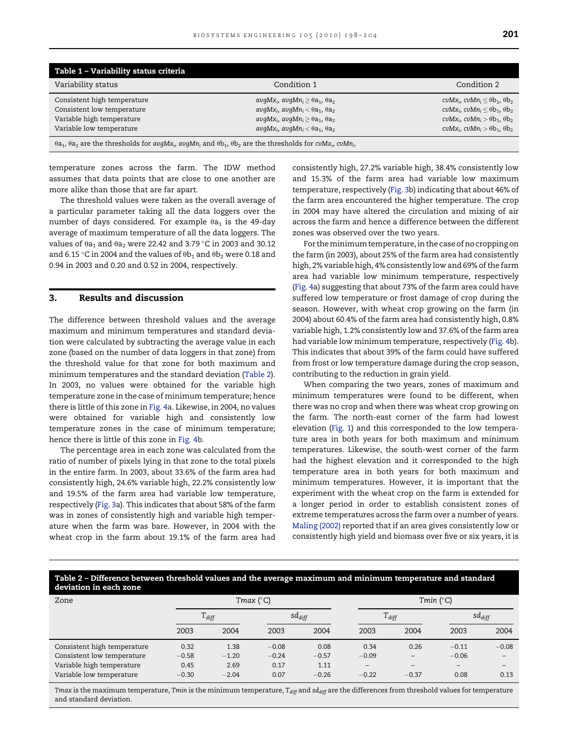**Table 1 – Variability status criteria**

| Variability status | Condition 1 | Condition 2 |
| --- | --- | --- |
| Consistent high temperature | $avgMx_i$, $avgMn_i \geq \theta a_1$, $\theta a_2$ | $cvMx_i$, $cvMn_i \leq \theta b_1$, $\theta b_2$ |
| Consistent low temperature | $avgMx_i$, $avgMn_i < \theta a_1$, $\theta a_2$ | $cvMx_i$, $cvMn_i \leq \theta b_1$, $\theta b_2$ |
| Variable high temperature | $avgMx_i$, $avgMn_i \geq \theta a_1$, $\theta a_2$ | $cvMx_i$, $cvMn_i > \theta b_1$, $\theta b_2$ |
| Variable low temperature | $avgMx_i$, $avgMn_i < \theta a_1$, $\theta a_2$ | $cvMx_i$, $cvMn_i > \theta b_1$, $\theta b_2$ |

$\theta a_1$, $\theta a_2$ are the thresholds for $avgMx_i$, $avgMn_i$ and $\theta b_1$, $\theta b_2$ are the thresholds for $cvMx_i$, $cvMn_i$.

temperature zones across the farm. The IDW method assumes that data points that are close to one another are more alike than those that are far apart.

The threshold values were taken as the overall average of a particular parameter taking all the data loggers over the number of days considered. For example $\theta a_1$ is the 49-day average of maximum temperature of all the data loggers. The values of $\theta a_1$ and $\theta a_2$ were 22.42 and 3.79 °C in 2003 and 30.12 and 6.15 °C in 2004 and the values of $\theta b_1$ and $\theta b_2$ were 0.18 and 0.94 in 2003 and 0.20 and 0.52 in 2004, respectively.

## 3. Results and discussion

The difference between threshold values and the average maximum and minimum temperatures and standard deviation were calculated by subtracting the average value in each zone (based on the number of data loggers in that zone) from the threshold value for that zone for both maximum and minimum temperatures and the standard deviation (Table 2). In 2003, no values were obtained for the variable high temperature zone in the case of minimum temperature; hence there is little of this zone in Fig. 4a. Likewise, in 2004, no values were obtained for variable high and consistently low temperature zones in the case of minimum temperature; hence there is little of this zone in Fig. 4b.

The percentage area in each zone was calculated from the ratio of number of pixels lying in that zone to the total pixels in the entire farm. In 2003, about 33.6% of the farm area had consistently high, 24.6% variable high, 22.2% consistently low and 19.5% of the farm area had variable low temperature, respectively (Fig. 3a). This indicates that about 58% of the farm was in zones of consistently high and variable high temperature when the farm was bare. However, in 2004 with the wheat crop in the farm about 19.1% of the farm area had consistently high, 27.2% variable high, 38.4% consistently low and 15.3% of the farm area had variable low maximum temperature, respectively (Fig. 3b) indicating that about 46% of the farm area encountered the higher temperature. The crop in 2004 may have altered the circulation and mixing of air across the farm and hence a difference between the different zones was observed over the two years.

For the minimum temperature, in the case of no cropping on the farm (in 2003), about 25% of the farm area had consistently high, 2% variable high, 4% consistently low and 69% of the farm area had variable low minimum temperature, respectively (Fig. 4a) suggesting that about 73% of the farm area could have suffered low temperature or frost damage of crop during the season. However, with wheat crop growing on the farm (in 2004) about 60.4% of the farm area had consistently high, 0.8% variable high, 1.2% consistently low and 37.6% of the farm area had variable low minimum temperature, respectively (Fig. 4b). This indicates that about 39% of the farm could have suffered from frost or low temperature damage during the crop season, contributing to the reduction in grain yield.

When comparing the two years, zones of maximum and minimum temperatures were found to be different, when there was no crop and when there was wheat crop growing on the farm. The north-east corner of the farm had lowest elevation (Fig. 1) and this corresponded to the low temperature area in both years for both maximum and minimum temperatures. Likewise, the south-west corner of the farm had the highest elevation and it corresponded to the high temperature area in both years for both maximum and minimum temperatures. However, it is important that the experiment with the wheat crop on the farm is extended for a longer period in order to establish consistent zones of extreme temperatures across the farm over a number of years. Maling (2002) reported that if an area gives consistently low or consistently high yield and biomass over five or six years, it is

**Table 2 – Difference between threshold values and the average maximum and minimum temperature and standard deviation in each zone**

| Zone | *Tmax* (°C) | | | | *Tmin* (°C) | | | |
| --- | --- | --- | --- | --- | --- | --- | --- | --- |
| | $T_{diff}$ | | $sd_{diff}$ | | $T_{diff}$ | | $sd_{diff}$ | |
| | 2003 | 2004 | 2003 | 2004 | 2003 | 2004 | 2003 | 2004 |
| Consistent high temperature | 0.32 | 1.38 | −0.08 | 0.08 | 0.34 | 0.26 | −0.11 | −0.08 |
| Consistent low temperature | −0.58 | −1.20 | −0.24 | −0.57 | −0.09 | – | −0.06 | – |
| Variable high temperature | 0.45 | 2.69 | 0.17 | 1.11 | – | – | – | – |
| Variable low temperature | −0.30 | −2.04 | 0.07 | −0.26 | −0.22 | −0.37 | 0.08 | 0.13 |

*Tmax* is the maximum temperature, *Tmin* is the minimum temperature, $T_{diff}$ and $sd_{diff}$ are the differences from threshold values for temperature and standard deviation.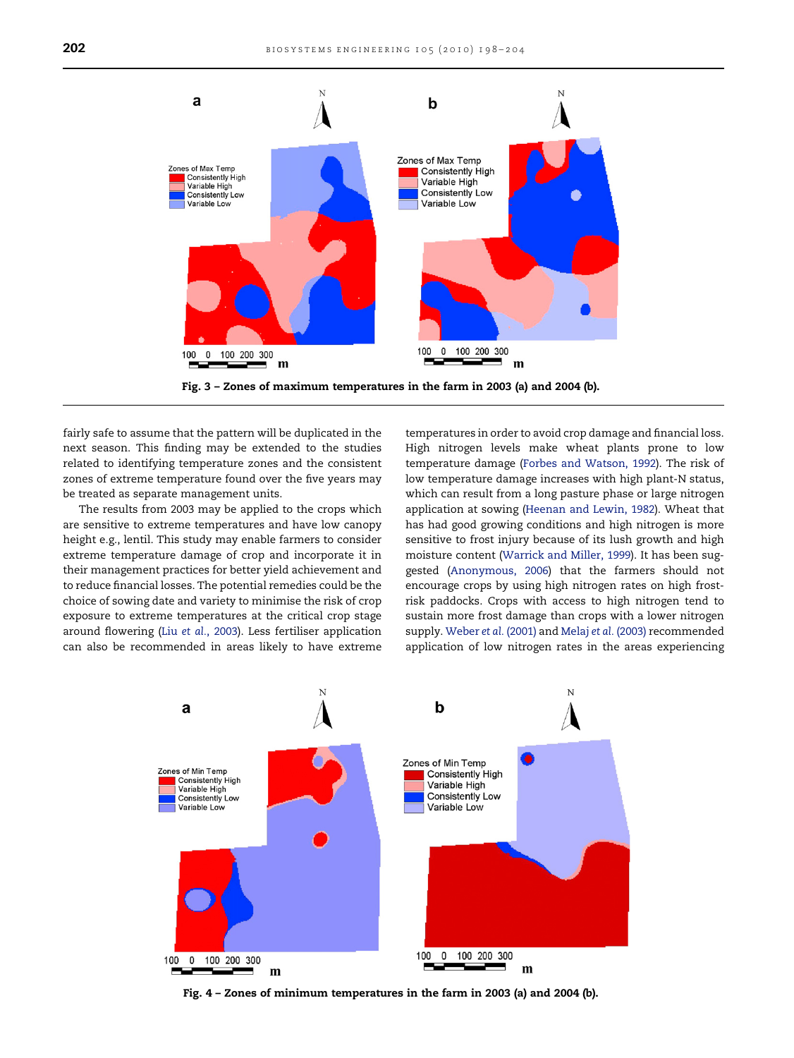Fig. 3 – Zones of maximum temperatures in the farm in 2003 (a) and 2004 (b).

fairly safe to assume that the pattern will be duplicated in the next season. This finding may be extended to the studies related to identifying temperature zones and the consistent zones of extreme temperature found over the five years may be treated as separate management units.

The results from 2003 may be applied to the crops which are sensitive to extreme temperatures and have low canopy height e.g., lentil. This study may enable farmers to consider extreme temperature damage of crop and incorporate it in their management practices for better yield achievement and to reduce financial losses. The potential remedies could be the choice of sowing date and variety to minimise the risk of crop exposure to extreme temperatures at the critical crop stage around flowering (Liu *et al.*, 2003). Less fertiliser application can also be recommended in areas likely to have extreme temperatures in order to avoid crop damage and financial loss. High nitrogen levels make wheat plants prone to low temperature damage (Forbes and Watson, 1992). The risk of low temperature damage increases with high plant-N status, which can result from a long pasture phase or large nitrogen application at sowing (Heenan and Lewin, 1982). Wheat that has had good growing conditions and high nitrogen is more sensitive to frost injury because of its lush growth and high moisture content (Warrick and Miller, 1999). It has been suggested (Anonymous, 2006) that the farmers should not encourage crops by using high nitrogen rates on high frost-risk paddocks. Crops with access to high nitrogen tend to sustain more frost damage than crops with a lower nitrogen supply. Weber *et al.* (2001) and Melaj *et al.* (2003) recommended application of low nitrogen rates in the areas experiencing

Fig. 4 – Zones of minimum temperatures in the farm in 2003 (a) and 2004 (b).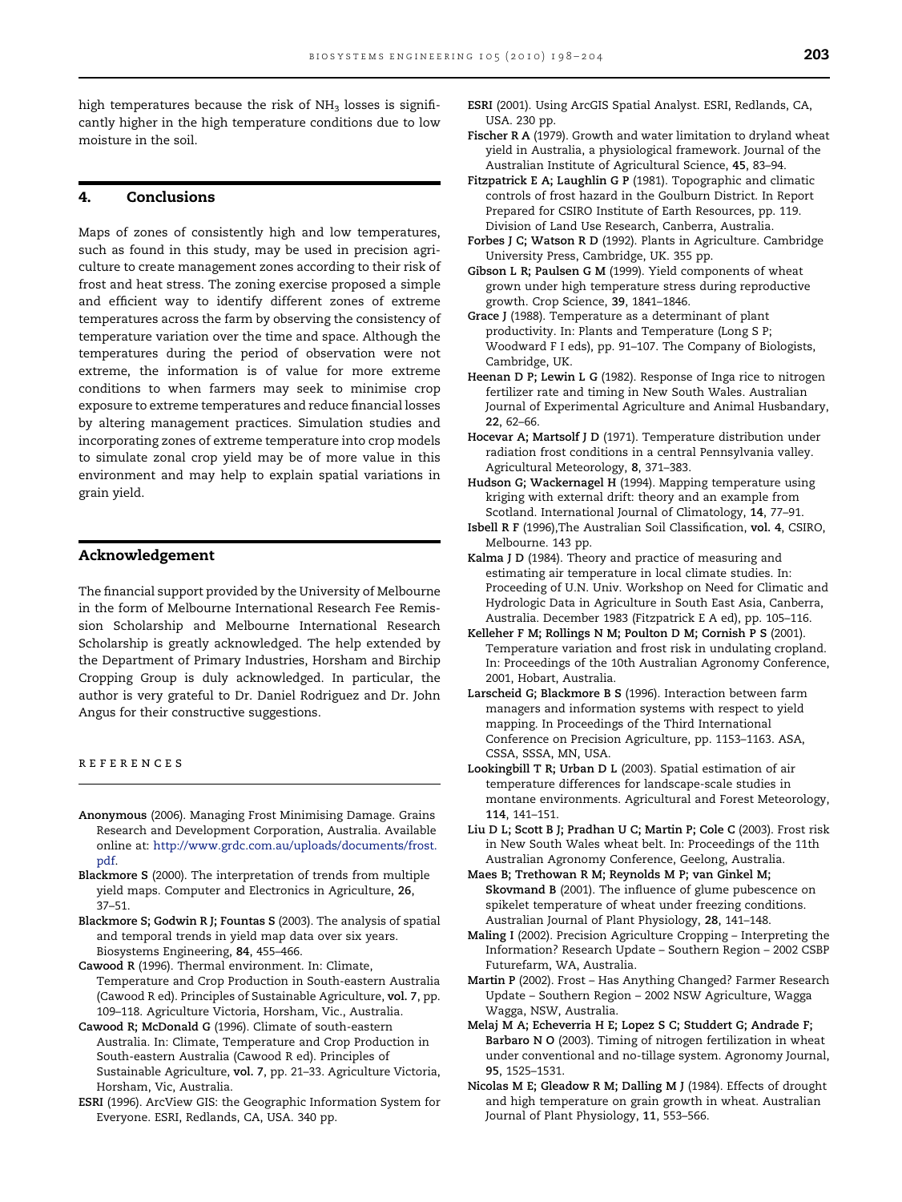high temperatures because the risk of $NH_3$ losses is significantly higher in the high temperature conditions due to low moisture in the soil.

## 4. Conclusions

Maps of zones of consistently high and low temperatures, such as found in this study, may be used in precision agriculture to create management zones according to their risk of frost and heat stress. The zoning exercise proposed a simple and efficient way to identify different zones of extreme temperatures across the farm by observing the consistency of temperature variation over the time and space. Although the temperatures during the period of observation were not extreme, the information is of value for more extreme conditions to when farmers may seek to minimise crop exposure to extreme temperatures and reduce financial losses by altering management practices. Simulation studies and incorporating zones of extreme temperature into crop models to simulate zonal crop yield may be of more value in this environment and may help to explain spatial variations in grain yield.

## Acknowledgement

The financial support provided by the University of Melbourne in the form of Melbourne International Research Fee Remission Scholarship and Melbourne International Research Scholarship is greatly acknowledged. The help extended by the Department of Primary Industries, Horsham and Birchip Cropping Group is duly acknowledged. In particular, the author is very grateful to Dr. Daniel Rodriguez and Dr. John Angus for their constructive suggestions.

## REFERENCES

**Anonymous** (2006). Managing Frost Minimising Damage. Grains Research and Development Corporation, Australia. Available online at: http://www.grdc.com.au/uploads/documents/frost.pdf.

**Blackmore S** (2000). The interpretation of trends from multiple yield maps. Computer and Electronics in Agriculture, **26**, 37–51.

**Blackmore S; Godwin R J; Fountas S** (2003). The analysis of spatial and temporal trends in yield map data over six years. Biosystems Engineering, **84**, 455–466.

**Cawood R** (1996). Thermal environment. In: Climate, Temperature and Crop Production in South-eastern Australia (Cawood R ed). Principles of Sustainable Agriculture, **vol. 7**, pp. 109–118. Agriculture Victoria, Horsham, Vic., Australia.

**Cawood R; McDonald G** (1996). Climate of south-eastern Australia. In: Climate, Temperature and Crop Production in South-eastern Australia (Cawood R ed). Principles of Sustainable Agriculture, **vol. 7**, pp. 21–33. Agriculture Victoria, Horsham, Vic, Australia.

**ESRI** (1996). ArcView GIS: the Geographic Information System for Everyone. ESRI, Redlands, CA, USA. 340 pp.

**ESRI** (2001). Using ArcGIS Spatial Analyst. ESRI, Redlands, CA, USA. 230 pp.

**Fischer R A** (1979). Growth and water limitation to dryland wheat yield in Australia, a physiological framework. Journal of the Australian Institute of Agricultural Science, **45**, 83–94.

**Fitzpatrick E A; Laughlin G P** (1981). Topographic and climatic controls of frost hazard in the Goulburn District. In Report Prepared for CSIRO Institute of Earth Resources, pp. 119. Division of Land Use Research, Canberra, Australia.

**Forbes J C; Watson R D** (1992). Plants in Agriculture. Cambridge University Press, Cambridge, UK. 355 pp.

**Gibson L R; Paulsen G M** (1999). Yield components of wheat grown under high temperature stress during reproductive growth. Crop Science, **39**, 1841–1846.

**Grace J** (1988). Temperature as a determinant of plant productivity. In: Plants and Temperature (Long S P; Woodward F I eds), pp. 91–107. The Company of Biologists, Cambridge, UK.

**Heenan D P; Lewin L G** (1982). Response of Inga rice to nitrogen fertilizer rate and timing in New South Wales. Australian Journal of Experimental Agriculture and Animal Husbandary, **22**, 62–66.

**Hocevar A; Martsolf J D** (1971). Temperature distribution under radiation frost conditions in a central Pennsylvania valley. Agricultural Meteorology, **8**, 371–383.

**Hudson G; Wackernagel H** (1994). Mapping temperature using kriging with external drift: theory and an example from Scotland. International Journal of Climatology, **14**, 77–91.

**Isbell R F** (1996),The Australian Soil Classification, **vol. 4**, CSIRO, Melbourne. 143 pp.

**Kalma J D** (1984). Theory and practice of measuring and estimating air temperature in local climate studies. In: Proceeding of U.N. Univ. Workshop on Need for Climatic and Hydrologic Data in Agriculture in South East Asia, Canberra, Australia. December 1983 (Fitzpatrick E A ed), pp. 105–116.

**Kelleher F M; Rollings N M; Poulton D M; Cornish P S** (2001). Temperature variation and frost risk in undulating cropland. In: Proceedings of the 10th Australian Agronomy Conference, 2001, Hobart, Australia.

**Larscheid G; Blackmore B S** (1996). Interaction between farm managers and information systems with respect to yield mapping. In Proceedings of the Third International Conference on Precision Agriculture, pp. 1153–1163. ASA, CSSA, SSSA, MN, USA.

**Lookingbill T R; Urban D L** (2003). Spatial estimation of air temperature differences for landscape-scale studies in montane environments. Agricultural and Forest Meteorology, **114**, 141–151.

**Liu D L; Scott B J; Pradhan U C; Martin P; Cole C** (2003). Frost risk in New South Wales wheat belt. In: Proceedings of the 11th Australian Agronomy Conference, Geelong, Australia.

**Maes B; Trethowan R M; Reynolds M P; van Ginkel M; Skovmand B** (2001). The influence of glume pubescence on spikelet temperature of wheat under freezing conditions. Australian Journal of Plant Physiology, **28**, 141–148.

**Maling I** (2002). Precision Agriculture Cropping – Interpreting the Information? Research Update – Southern Region – 2002 CSBP Futurefarm, WA, Australia.

**Martin P** (2002). Frost – Has Anything Changed? Farmer Research Update – Southern Region – 2002 NSW Agriculture, Wagga Wagga, NSW, Australia.

**Melaj M A; Echeverria H E; Lopez S C; Studdert G; Andrade F; Barbaro N O** (2003). Timing of nitrogen fertilization in wheat under conventional and no-tillage system. Agronomy Journal, **95**, 1525–1531.

**Nicolas M E; Gleadow R M; Dalling M J** (1984). Effects of drought and high temperature on grain growth in wheat. Australian Journal of Plant Physiology, **11**, 553–566.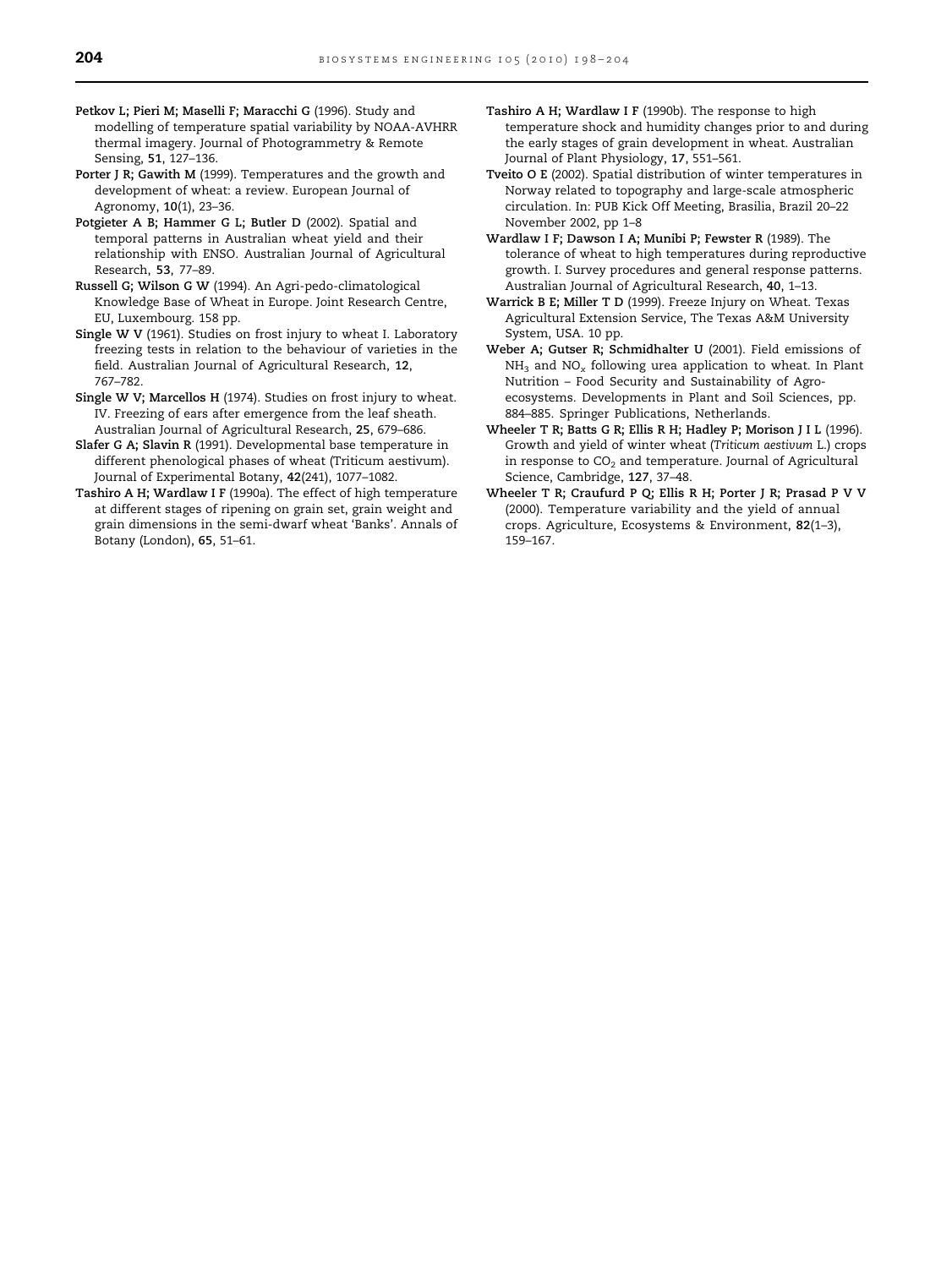**Petkov L; Pieri M; Maselli F; Maracchi G** (1996). Study and modelling of temperature spatial variability by NOAA-AVHRR thermal imagery. Journal of Photogrammetry & Remote Sensing, **51**, 127–136.

**Porter J R; Gawith M** (1999). Temperatures and the growth and development of wheat: a review. European Journal of Agronomy, **10**(1), 23–36.

**Potgieter A B; Hammer G L; Butler D** (2002). Spatial and temporal patterns in Australian wheat yield and their relationship with ENSO. Australian Journal of Agricultural Research, **53**, 77–89.

**Russell G; Wilson G W** (1994). An Agri-pedo-climatological Knowledge Base of Wheat in Europe. Joint Research Centre, EU, Luxembourg. 158 pp.

**Single W V** (1961). Studies on frost injury to wheat I. Laboratory freezing tests in relation to the behaviour of varieties in the field. Australian Journal of Agricultural Research, **12**, 767–782.

**Single W V; Marcellos H** (1974). Studies on frost injury to wheat. IV. Freezing of ears after emergence from the leaf sheath. Australian Journal of Agricultural Research, **25**, 679–686.

**Slafer G A; Slavin R** (1991). Developmental base temperature in different phenological phases of wheat (Triticum aestivum). Journal of Experimental Botany, **42**(241), 1077–1082.

**Tashiro A H; Wardlaw I F** (1990a). The effect of high temperature at different stages of ripening on grain set, grain weight and grain dimensions in the semi-dwarf wheat 'Banks'. Annals of Botany (London), **65**, 51–61.

**Tashiro A H; Wardlaw I F** (1990b). The response to high temperature shock and humidity changes prior to and during the early stages of grain development in wheat. Australian Journal of Plant Physiology, **17**, 551–561.

**Tveito O E** (2002). Spatial distribution of winter temperatures in Norway related to topography and large-scale atmospheric circulation. In: PUB Kick Off Meeting, Brasilia, Brazil 20–22 November 2002, pp 1–8

**Wardlaw I F; Dawson I A; Munibi P; Fewster R** (1989). The tolerance of wheat to high temperatures during reproductive growth. I. Survey procedures and general response patterns. Australian Journal of Agricultural Research, **40**, 1–13.

**Warrick B E; Miller T D** (1999). Freeze Injury on Wheat. Texas Agricultural Extension Service, The Texas A&M University System, USA. 10 pp.

**Weber A; Gutser R; Schmidhalter U** (2001). Field emissions of $NH_3$ and $NO_x$ following urea application to wheat. In Plant Nutrition – Food Security and Sustainability of Agro-ecosystems. Developments in Plant and Soil Sciences, pp. 884–885. Springer Publications, Netherlands.

**Wheeler T R; Batts G R; Ellis R H; Hadley P; Morison J I L** (1996). Growth and yield of winter wheat (*Triticum aestivum* L.) crops in response to $CO_2$ and temperature. Journal of Agricultural Science, Cambridge, **127**, 37–48.

**Wheeler T R; Craufurd P Q; Ellis R H; Porter J R; Prasad P V V** (2000). Temperature variability and the yield of annual crops. Agriculture, Ecosystems & Environment, **82**(1–3), 159–167.